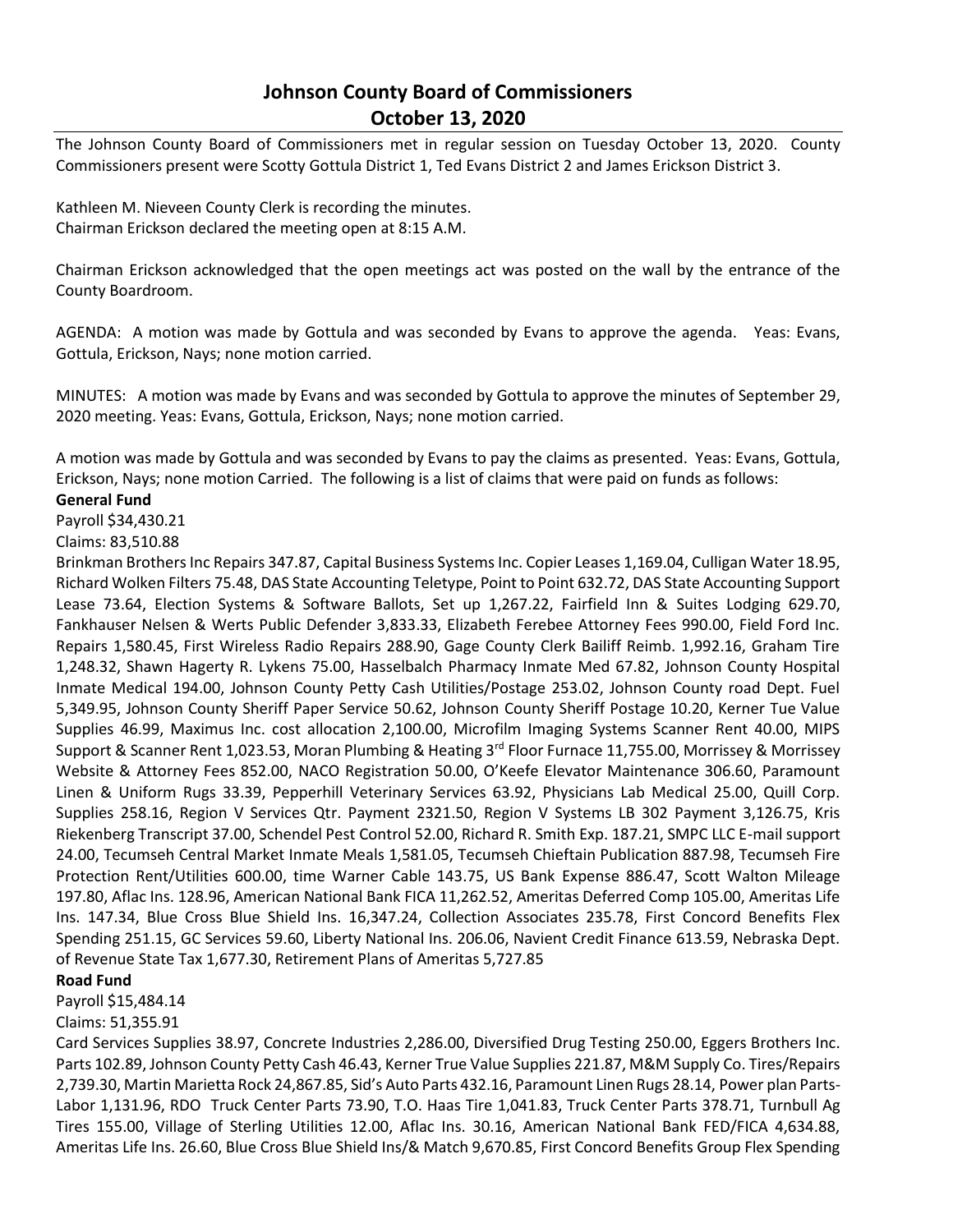# Johnson County Board of Commissioners
## October 13, 2020

The Johnson County Board of Commissioners met in regular session on Tuesday October 13, 2020. County Commissioners present were Scotty Gottula District 1, Ted Evans District 2 and James Erickson District 3.

Kathleen M. Nieveen County Clerk is recording the minutes.
Chairman Erickson declared the meeting open at 8:15 A.M.

Chairman Erickson acknowledged that the open meetings act was posted on the wall by the entrance of the County Boardroom.

AGENDA: A motion was made by Gottula and was seconded by Evans to approve the agenda. Yeas: Evans, Gottula, Erickson, Nays; none motion carried.

MINUTES: A motion was made by Evans and was seconded by Gottula to approve the minutes of September 29, 2020 meeting. Yeas: Evans, Gottula, Erickson, Nays; none motion carried.

A motion was made by Gottula and was seconded by Evans to pay the claims as presented. Yeas: Evans, Gottula, Erickson, Nays; none motion Carried. The following is a list of claims that were paid on funds as follows:

**General Fund**

Payroll $34,430.21

Claims: 83,510.88

Brinkman Brothers Inc Repairs 347.87, Capital Business Systems Inc. Copier Leases 1,169.04, Culligan Water 18.95, Richard Wolken Filters 75.48, DAS State Accounting Teletype, Point to Point 632.72, DAS State Accounting Support Lease 73.64, Election Systems & Software Ballots, Set up 1,267.22, Fairfield Inn & Suites Lodging 629.70, Fankhauser Nelsen & Werts Public Defender 3,833.33, Elizabeth Ferebee Attorney Fees 990.00, Field Ford Inc. Repairs 1,580.45, First Wireless Radio Repairs 288.90, Gage County Clerk Bailiff Reimb. 1,992.16, Graham Tire 1,248.32, Shawn Hagerty R. Lykens 75.00, Hasselbalch Pharmacy Inmate Med 67.82, Johnson County Hospital Inmate Medical 194.00, Johnson County Petty Cash Utilities/Postage 253.02, Johnson County road Dept. Fuel 5,349.95, Johnson County Sheriff Paper Service 50.62, Johnson County Sheriff Postage 10.20, Kerner Tue Value Supplies 46.99, Maximus Inc. cost allocation 2,100.00, Microfilm Imaging Systems Scanner Rent 40.00, MIPS Support & Scanner Rent 1,023.53, Moran Plumbing & Heating 3rd Floor Furnace 11,755.00, Morrissey & Morrissey Website & Attorney Fees 852.00, NACO Registration 50.00, O'Keefe Elevator Maintenance 306.60, Paramount Linen & Uniform Rugs 33.39, Pepperhill Veterinary Services 63.92, Physicians Lab Medical 25.00, Quill Corp. Supplies 258.16, Region V Services Qtr. Payment 2321.50, Region V Systems LB 302 Payment 3,126.75, Kris Riekenberg Transcript 37.00, Schendel Pest Control 52.00, Richard R. Smith Exp. 187.21, SMPC LLC E-mail support 24.00, Tecumseh Central Market Inmate Meals 1,581.05, Tecumseh Chieftain Publication 887.98, Tecumseh Fire Protection Rent/Utilities 600.00, time Warner Cable 143.75, US Bank Expense 886.47, Scott Walton Mileage 197.80, Aflac Ins. 128.96, American National Bank FICA 11,262.52, Ameritas Deferred Comp 105.00, Ameritas Life Ins. 147.34, Blue Cross Blue Shield Ins. 16,347.24, Collection Associates 235.78, First Concord Benefits Flex Spending 251.15, GC Services 59.60, Liberty National Ins. 206.06, Navient Credit Finance 613.59, Nebraska Dept. of Revenue State Tax 1,677.30, Retirement Plans of Ameritas 5,727.85

**Road Fund**

Payroll $15,484.14

Claims: 51,355.91

Card Services Supplies 38.97, Concrete Industries 2,286.00, Diversified Drug Testing 250.00, Eggers Brothers Inc. Parts 102.89, Johnson County Petty Cash 46.43, Kerner True Value Supplies 221.87, M&M Supply Co. Tires/Repairs 2,739.30, Martin Marietta Rock 24,867.85, Sid's Auto Parts 432.16, Paramount Linen Rugs 28.14, Power plan Parts-Labor 1,131.96, RDO Truck Center Parts 73.90, T.O. Haas Tire 1,041.83, Truck Center Parts 378.71, Turnbull Ag Tires 155.00, Village of Sterling Utilities 12.00, Aflac Ins. 30.16, American National Bank FED/FICA 4,634.88, Ameritas Life Ins. 26.60, Blue Cross Blue Shield Ins/& Match 9,670.85, First Concord Benefits Group Flex Spending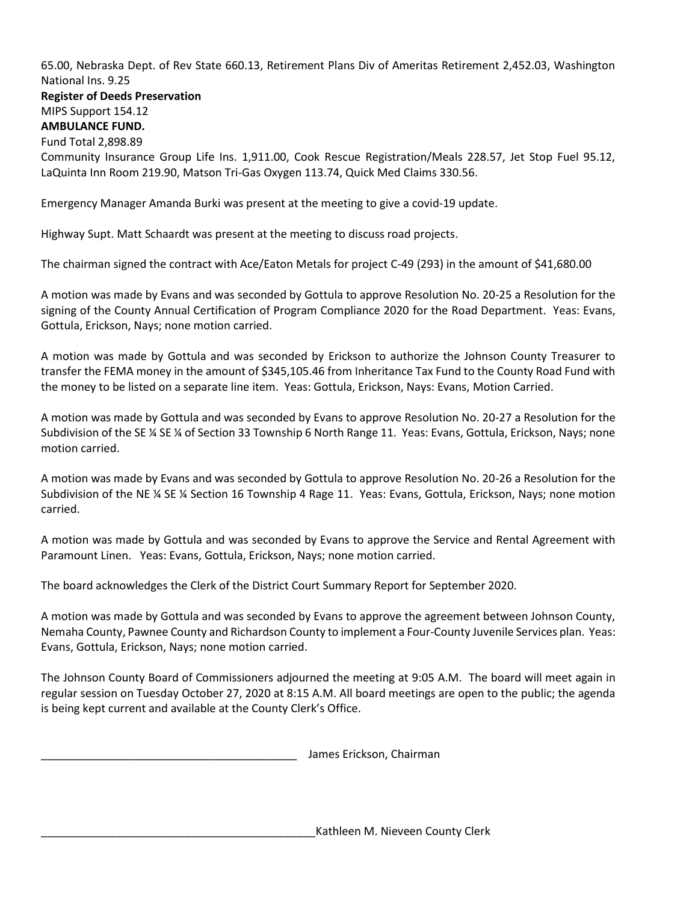65.00, Nebraska Dept. of Rev State 660.13, Retirement Plans Div of Ameritas Retirement 2,452.03, Washington National Ins. 9.25

**Register of Deeds Preservation**

MIPS Support 154.12

**AMBULANCE FUND.**

Fund Total 2,898.89

Community Insurance Group Life Ins. 1,911.00, Cook Rescue Registration/Meals 228.57, Jet Stop Fuel 95.12, LaQuinta Inn Room 219.90, Matson Tri-Gas Oxygen 113.74, Quick Med Claims 330.56.

Emergency Manager Amanda Burki was present at the meeting to give a covid-19 update.

Highway Supt. Matt Schaardt was present at the meeting to discuss road projects.

The chairman signed the contract with Ace/Eaton Metals for project C-49 (293) in the amount of $41,680.00

A motion was made by Evans and was seconded by Gottula to approve Resolution No. 20-25 a Resolution for the signing of the County Annual Certification of Program Compliance 2020 for the Road Department. Yeas: Evans, Gottula, Erickson, Nays; none motion carried.

A motion was made by Gottula and was seconded by Erickson to authorize the Johnson County Treasurer to transfer the FEMA money in the amount of $345,105.46 from Inheritance Tax Fund to the County Road Fund with the money to be listed on a separate line item. Yeas: Gottula, Erickson, Nays: Evans, Motion Carried.

A motion was made by Gottula and was seconded by Evans to approve Resolution No. 20-27 a Resolution for the Subdivision of the SE ¼ SE ¼ of Section 33 Township 6 North Range 11. Yeas: Evans, Gottula, Erickson, Nays; none motion carried.

A motion was made by Evans and was seconded by Gottula to approve Resolution No. 20-26 a Resolution for the Subdivision of the NE ¼ SE ¼ Section 16 Township 4 Rage 11. Yeas: Evans, Gottula, Erickson, Nays; none motion carried.

A motion was made by Gottula and was seconded by Evans to approve the Service and Rental Agreement with Paramount Linen. Yeas: Evans, Gottula, Erickson, Nays; none motion carried.

The board acknowledges the Clerk of the District Court Summary Report for September 2020.

A motion was made by Gottula and was seconded by Evans to approve the agreement between Johnson County, Nemaha County, Pawnee County and Richardson County to implement a Four-County Juvenile Services plan. Yeas: Evans, Gottula, Erickson, Nays; none motion carried.

The Johnson County Board of Commissioners adjourned the meeting at 9:05 A.M. The board will meet again in regular session on Tuesday October 27, 2020 at 8:15 A.M. All board meetings are open to the public; the agenda is being kept current and available at the County Clerk's Office.

\_\_\_\_\_\_\_\_\_\_\_\_\_\_\_\_\_\_\_\_\_\_\_\_\_\_\_\_\_\_\_\_\_\_\_\_\_\_\_\_\_\_ James Erickson, Chairman

\_\_\_\_\_\_\_\_\_\_\_\_\_\_\_\_\_\_\_\_\_\_\_\_\_\_\_\_\_\_\_\_\_\_\_\_\_\_\_\_\_\_\_\_\_Kathleen M. Nieveen County Clerk